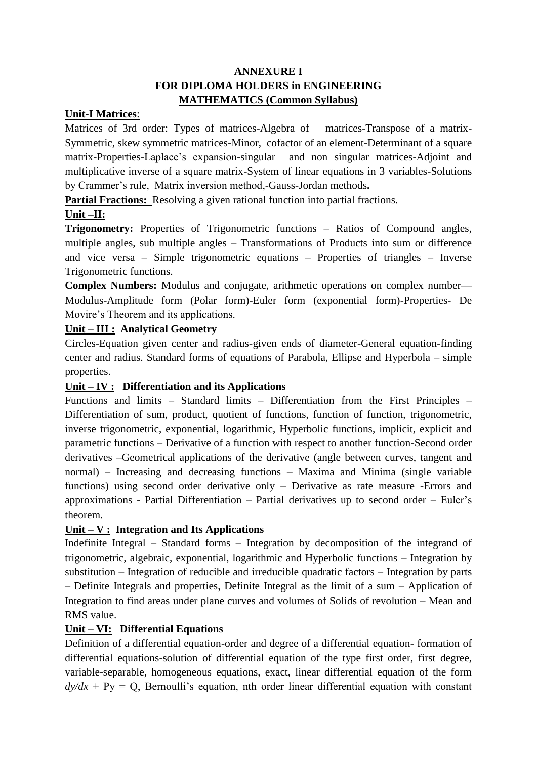# ANNEXURE I
## FOR DIPLOMA HOLDERS in ENGINEERING
## MATHEMATICS (Common Syllabus)

**Unit-I Matrices**:

Matrices of 3rd order: Types of matrices-Algebra of matrices-Transpose of a matrix-Symmetric, skew symmetric matrices-Minor, cofactor of an element-Determinant of a square matrix-Properties-Laplace's expansion-singular and non singular matrices-Adjoint and multiplicative inverse of a square matrix-System of linear equations in 3 variables-Solutions by Crammer's rule, Matrix inversion method,-Gauss-Jordan methods**.**

**Partial Fractions:** Resolving a given rational function into partial fractions.

**Unit –II:**

**Trigonometry:** Properties of Trigonometric functions – Ratios of Compound angles, multiple angles, sub multiple angles – Transformations of Products into sum or difference and vice versa – Simple trigonometric equations – Properties of triangles – Inverse Trigonometric functions.

**Complex Numbers:** Modulus and conjugate, arithmetic operations on complex number—Modulus-Amplitude form (Polar form)-Euler form (exponential form)-Properties- De Movire's Theorem and its applications.

**Unit – III : Analytical Geometry**

Circles-Equation given center and radius-given ends of diameter-General equation-finding center and radius. Standard forms of equations of Parabola, Ellipse and Hyperbola – simple properties.

**Unit – IV : Differentiation and its Applications**

Functions and limits – Standard limits – Differentiation from the First Principles – Differentiation of sum, product, quotient of functions, function of function, trigonometric, inverse trigonometric, exponential, logarithmic, Hyperbolic functions, implicit, explicit and parametric functions – Derivative of a function with respect to another function-Second order derivatives –Geometrical applications of the derivative (angle between curves, tangent and normal) – Increasing and decreasing functions – Maxima and Minima (single variable functions) using second order derivative only – Derivative as rate measure -Errors and approximations - Partial Differentiation – Partial derivatives up to second order – Euler's theorem.

**Unit – V : Integration and Its Applications**

Indefinite Integral – Standard forms – Integration by decomposition of the integrand of trigonometric, algebraic, exponential, logarithmic and Hyperbolic functions – Integration by substitution – Integration of reducible and irreducible quadratic factors – Integration by parts – Definite Integrals and properties, Definite Integral as the limit of a sum – Application of Integration to find areas under plane curves and volumes of Solids of revolution – Mean and RMS value.

**Unit – VI: Differential Equations**

Definition of a differential equation-order and degree of a differential equation- formation of differential equations-solution of differential equation of the type first order, first degree, variable-separable, homogeneous equations, exact, linear differential equation of the form $dy/dx + Py = Q$, Bernoulli's equation, nth order linear differential equation with constant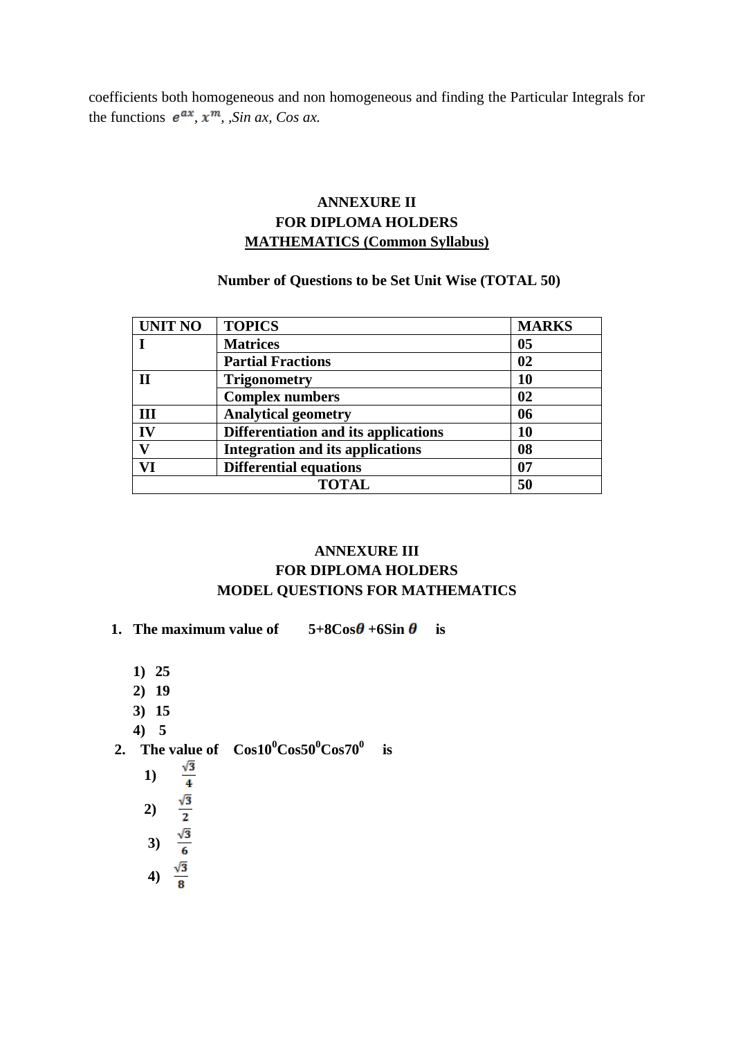coefficients both homogeneous and non homogeneous and finding the Particular Integrals for the functions $e^{ax}$, $x^{m}$, *,Sin ax, Cos ax.*

## ANNEXURE II
## FOR DIPLOMA HOLDERS
## MATHEMATICS (Common Syllabus)

**Number of Questions to be Set Unit Wise (TOTAL 50)**

| UNIT NO | TOPICS | MARKS |
|---|---|---|
| I | Matrices | 05 |
| | Partial Fractions | 02 |
| II | Trigonometry | 10 |
| | Complex numbers | 02 |
| III | Analytical geometry | 06 |
| IV | Differentiation and its applications | 10 |
| V | Integration and its applications | 08 |
| VI | Differential equations | 07 |
| TOTAL | | 50 |

## ANNEXURE III
## FOR DIPLOMA HOLDERS
## MODEL QUESTIONS FOR MATHEMATICS

1. **The maximum value of $5+8\cos\theta+6\sin\theta$ is**

    1) 25
    2) 19
    3) 15
    4) 5

2. **The value of $\cos 10^{0}\cos 50^{0}\cos 70^{0}$ is**

    1) $\frac{\sqrt{3}}{4}$
    2) $\frac{\sqrt{3}}{2}$
    3) $\frac{\sqrt{3}}{6}$
    4) $\frac{\sqrt{3}}{8}$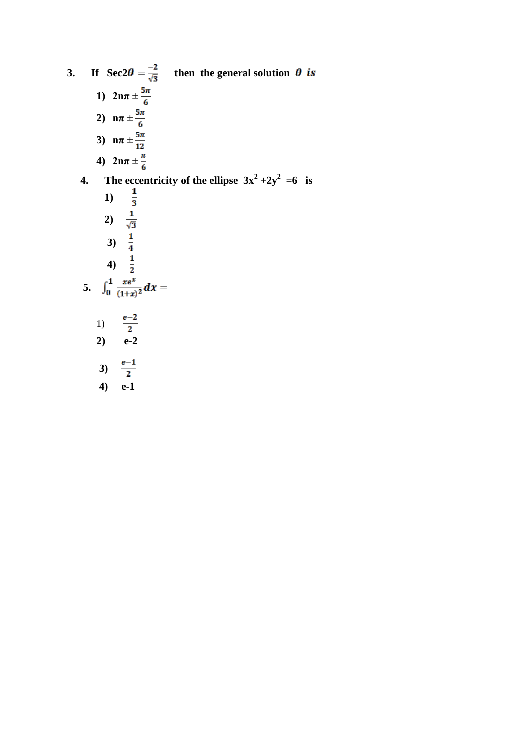**3.** If $\text{Sec}2\theta = \frac{-2}{\sqrt{3}}$ then the general solution $\theta$ *is*

1) $2n\pi \pm \frac{5\pi}{6}$
2) $n\pi \pm \frac{5\pi}{6}$
3) $n\pi \pm \frac{5\pi}{12}$
4) $2n\pi \pm \frac{\pi}{6}$

**4.** The eccentricity of the ellipse $3x^2 + 2y^2 = 6$ is

1) $\frac{1}{3}$
2) $\frac{1}{\sqrt{3}}$
3) $\frac{1}{4}$
4) $\frac{1}{2}$

**5.** $\int_0^1 \frac{xe^x}{(1+x)^2} dx =$

1) $\frac{e-2}{2}$
2) e-2
3) $\frac{e-1}{2}$
4) e-1